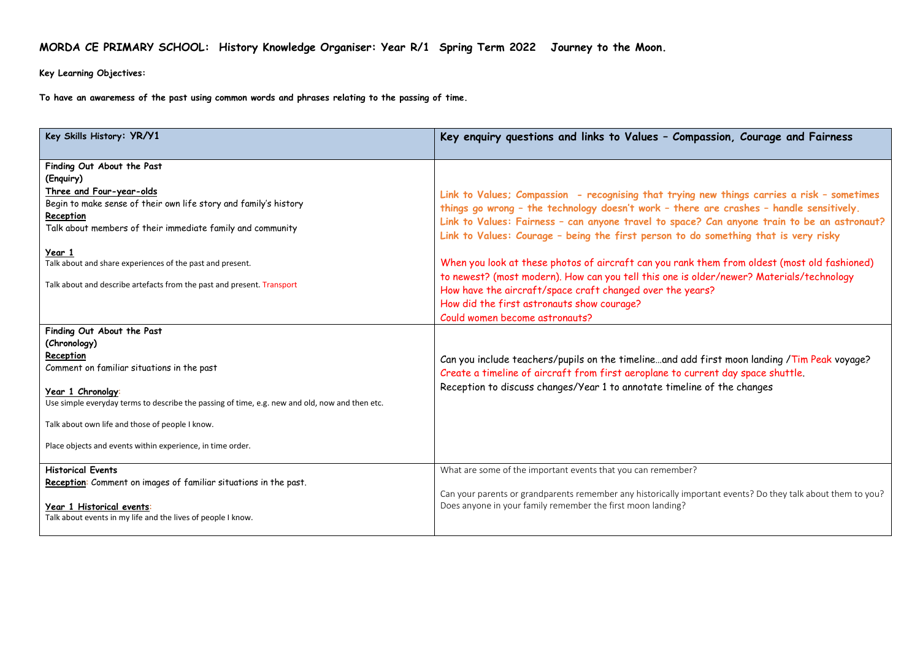# MORDA CE PRIMARY SCHOOL: History Knowledge Organiser: Year R/1 Spring Term 2022 Journey to the Moon.

**Key Learning Objectives:**

**To have an awaremess of the past using common words and phrases relating to the passing of time.**

| Key Skills History: YR/Y1 | Key enquiry questions and links to Values – Compassion, Courage and Fairness |
| --- | --- |
| **Finding Out About the Past**<br>**(Enquiry)**<br>**Three and Four-year-olds**<br>Begin to make sense of their own life story and family's history<br>**Reception**<br>Talk about members of their immediate family and community<br><br>**Year 1**<br>Talk about and share experiences of the past and present.<br><br>Talk about and describe artefacts from the past and present. Transport | **Link to Values; Compassion - recognising that trying new things carries a risk – sometimes things go wrong – the technology doesn't work – there are crashes – handle sensitively.**<br>**Link to Values: Fairness – can anyone travel to space? Can anyone train to be an astronaut?**<br>**Link to Values: Courage – being the first person to do something that is very risky**<br><br>When you look at these photos of aircraft can you rank them from oldest (most old fashioned) to newest? (most modern). How can you tell this one is older/newer? Materials/technology<br>How have the aircraft/space craft changed over the years?<br>How did the first astronauts show courage?<br>Could women become astronauts? |
| **Finding Out About the Past**<br>**(Chronology)**<br>**Reception**<br>Comment on familiar situations in the past<br><br>**Year 1 Chronolgy**:<br>Use simple everyday terms to describe the passing of time, e.g. new and old, now and then etc.<br><br>Talk about own life and those of people I know.<br><br>Place objects and events within experience, in time order. | Can you include teachers/pupils on the timeline…and add first moon landing /Tim Peak voyage?<br>Create a timeline of aircraft from first aeroplane to current day space shuttle.<br>Reception to discuss changes/Year 1 to annotate timeline of the changes |
| **Historical Events**<br>**Reception**: Comment on images of familiar situations in the past.<br><br>**Year 1 Historical events**:<br>Talk about events in my life and the lives of people I know. | What are some of the important events that you can remember?<br><br>Can your parents or grandparents remember any historically important events? Do they talk about them to you? Does anyone in your family remember the first moon landing? |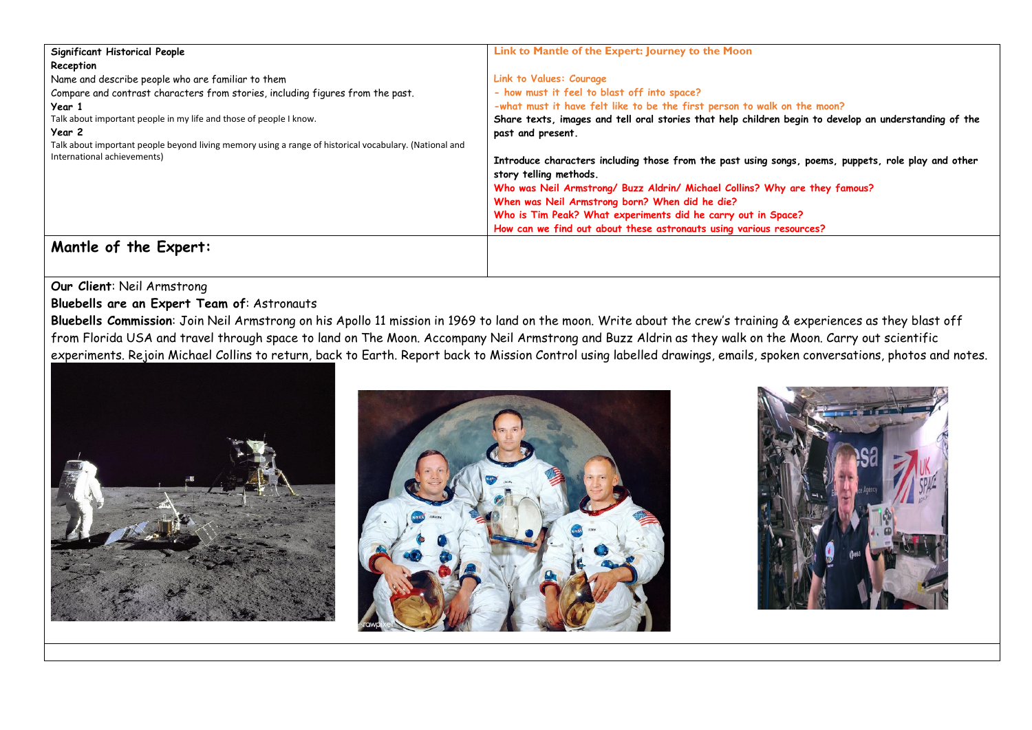| | |
|---|---|
| **Significant Historical People**<br>**Reception**<br>Name and describe people who are familiar to them<br>Compare and contrast characters from stories, including figures from the past.<br>**Year 1**<br>Talk about important people in my life and those of people I know.<br>**Year 2**<br>Talk about important people beyond living memory using a range of historical vocabulary. (National and International achievements) | **Link to Mantle of the Expert: Journey to the Moon**<br><br>Link to Values: Courage<br>- how must it feel to blast off into space?<br>-what must it have felt like to be the first person to walk on the moon?<br>**Share texts, images and tell oral stories that help children begin to develop an understanding of the past and present.**<br><br>**Introduce characters including those from the past using songs, poems, puppets, role play and other story telling methods.**<br>**Who was Neil Armstrong/ Buzz Aldrin/ Michael Collins? Why are they famous?**<br>**When was Neil Armstrong born? When did he die?**<br>**Who is Tim Peak? What experiments did he carry out in Space?**<br>**How can we find out about these astronauts using various resources?** |
| **Mantle of the Expert:** | |

**Our Client**: Neil Armstrong

**Bluebells are an Expert Team of**: Astronauts

**Bluebells Commission**: Join Neil Armstrong on his Apollo 11 mission in 1969 to land on the moon. Write about the crew's training & experiences as they blast off from Florida USA and travel through space to land on The Moon. Accompany Neil Armstrong and Buzz Aldrin as they walk on the Moon. Carry out scientific experiments. Rejoin Michael Collins to return, back to Earth. Report back to Mission Control using labelled drawings, emails, spoken conversations, photos and notes.